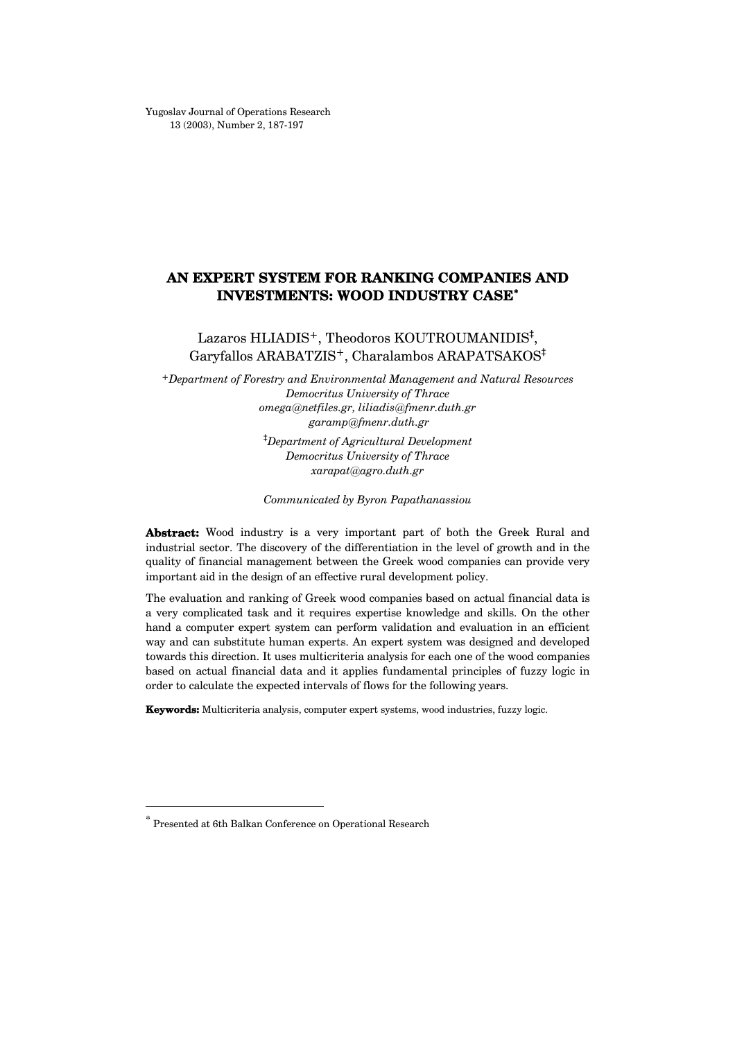# AN EXPERT SYSTEM FOR RANKING COMPANIES AND INVESTMENTS: WOOD INDUSTRY CASE*

Lazaros HLIADIS+, Theodoros KOUTROUMANIDIS‡, Garyfallos ARABATZIS+, Charalambos ARAPATSAKOS‡

+*Department of Forestry and Environmental Management and Natural Resources*
*Democritus University of Thrace*
*omega@netfiles.gr, liliadis@fmenr.duth.gr*
*garamp@fmenr.duth.gr*

‡*Department of Agricultural Development*
*Democritus University of Thrace*
*xarapat@agro.duth.gr*

*Communicated by Byron Papathanassiou*

**Abstract:** Wood industry is a very important part of both the Greek Rural and industrial sector. The discovery of the differentiation in the level of growth and in the quality of financial management between the Greek wood companies can provide very important aid in the design of an effective rural development policy.

The evaluation and ranking of Greek wood companies based on actual financial data is a very complicated task and it requires expertise knowledge and skills. On the other hand a computer expert system can perform validation and evaluation in an efficient way and can substitute human experts. An expert system was designed and developed towards this direction. It uses multicriteria analysis for each one of the wood companies based on actual financial data and it applies fundamental principles of fuzzy logic in order to calculate the expected intervals of flows for the following years.

**Keywords:** Multicriteria analysis, computer expert systems, wood industries, fuzzy logic.

---

* Presented at 6th Balkan Conference on Operational Research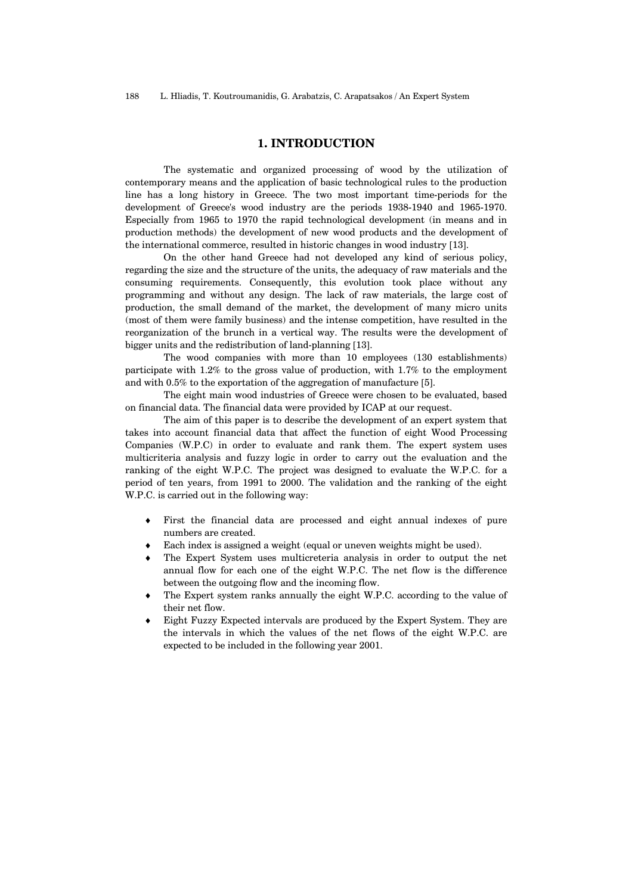# 1. INTRODUCTION

The systematic and organized processing of wood by the utilization of contemporary means and the application of basic technological rules to the production line has a long history in Greece. The two most important time-periods for the development of Greece's wood industry are the periods 1938-1940 and 1965-1970. Especially from 1965 to 1970 the rapid technological development (in means and in production methods) the development of new wood products and the development of the international commerce, resulted in historic changes in wood industry [13].

On the other hand Greece had not developed any kind of serious policy, regarding the size and the structure of the units, the adequacy of raw materials and the consuming requirements. Consequently, this evolution took place without any programming and without any design. The lack of raw materials, the large cost of production, the small demand of the market, the development of many micro units (most of them were family business) and the intense competition, have resulted in the reorganization of the brunch in a vertical way. The results were the development of bigger units and the redistribution of land-planning [13].

The wood companies with more than 10 employees (130 establishments) participate with 1.2% to the gross value of production, with 1.7% to the employment and with 0.5% to the exportation of the aggregation of manufacture [5].

The eight main wood industries of Greece were chosen to be evaluated, based on financial data. The financial data were provided by ICAP at our request.

The aim of this paper is to describe the development of an expert system that takes into account financial data that affect the function of eight Wood Processing Companies (W.P.C) in order to evaluate and rank them. The expert system uses multicriteria analysis and fuzzy logic in order to carry out the evaluation and the ranking of the eight W.P.C. The project was designed to evaluate the W.P.C. for a period of ten years, from 1991 to 2000. The validation and the ranking of the eight W.P.C. is carried out in the following way:

- First the financial data are processed and eight annual indexes of pure numbers are created.
- Each index is assigned a weight (equal or uneven weights might be used).
- The Expert System uses multicreteria analysis in order to output the net annual flow for each one of the eight W.P.C. The net flow is the difference between the outgoing flow and the incoming flow.
- The Expert system ranks annually the eight W.P.C. according to the value of their net flow.
- Eight Fuzzy Expected intervals are produced by the Expert System. They are the intervals in which the values of the net flows of the eight W.P.C. are expected to be included in the following year 2001.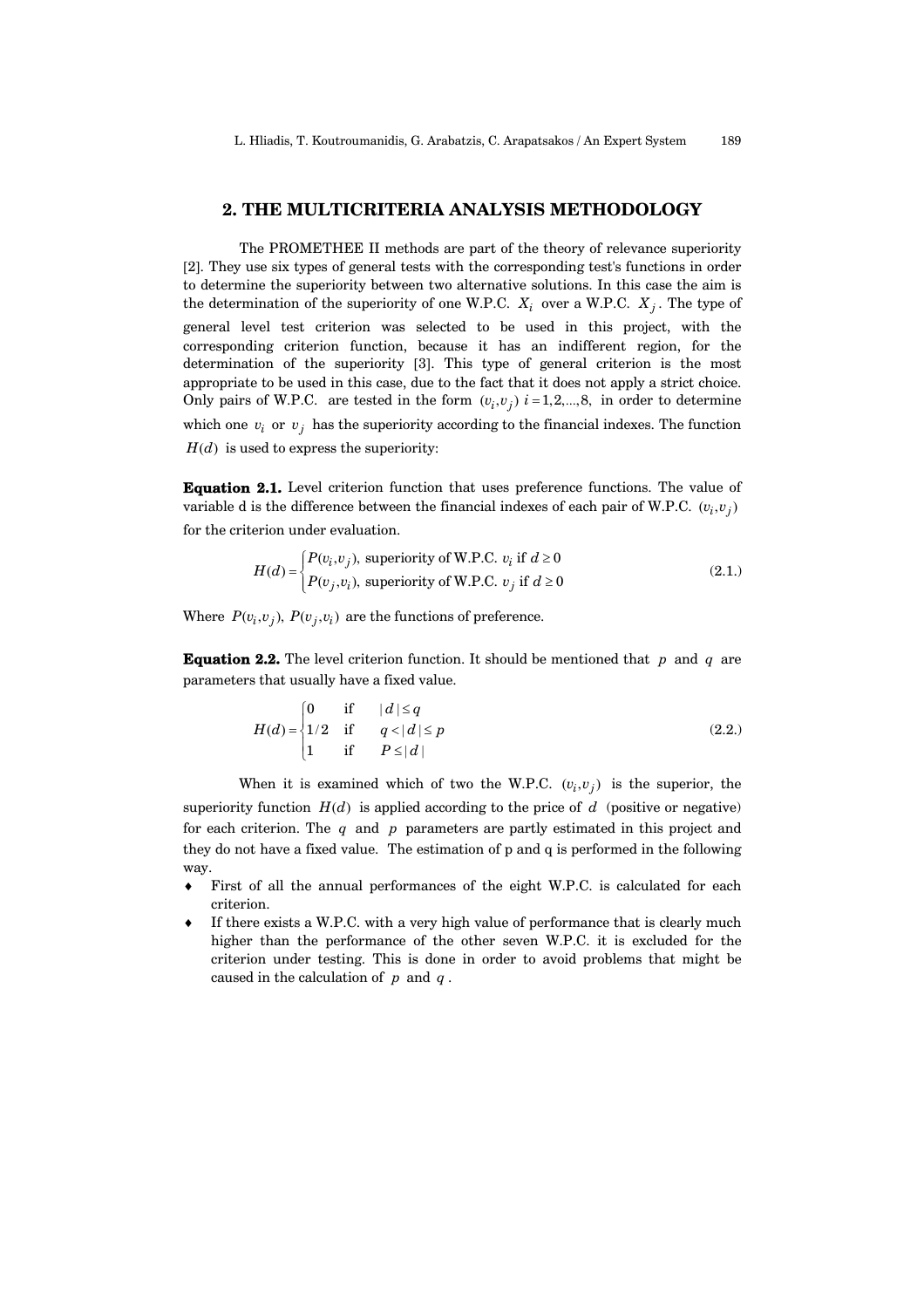## 2. THE MULTICRITERIA ANALYSIS METHODOLOGY

The PROMETHEE II methods are part of the theory of relevance superiority [2]. They use six types of general tests with the corresponding test's functions in order to determine the superiority between two alternative solutions. In this case the aim is the determination of the superiority of one W.P.C. $X_i$ over a W.P.C. $X_j$. The type of general level test criterion was selected to be used in this project, with the corresponding criterion function, because it has an indifferent region, for the determination of the superiority [3]. This type of general criterion is the most appropriate to be used in this case, due to the fact that it does not apply a strict choice. Only pairs of W.P.C. are tested in the form $(v_i, v_j)$ $i = 1, 2, ..., 8,$ in order to determine which one $v_i$ or $v_j$ has the superiority according to the financial indexes. The function $H(d)$ is used to express the superiority:

**Equation 2.1.** Level criterion function that uses preference functions. The value of variable d is the difference between the financial indexes of each pair of W.P.C. $(v_i, v_j)$ for the criterion under evaluation.

$$H(d) = \begin{cases} P(v_i, v_j), \text{ superiority of W.P.C. } v_i \text{ if } d \geq 0 \\ P(v_j, v_i), \text{ superiority of W.P.C. } v_j \text{ if } d \geq 0 \end{cases} \tag{2.1.}$$

Where $P(v_i, v_j),\ P(v_j, v_i)$ are the functions of preference.

**Equation 2.2.** The level criterion function. It should be mentioned that $p$ and $q$ are parameters that usually have a fixed value.

$$H(d) = \begin{cases} 0 & \text{if} \quad |d| \leq q \\ 1/2 & \text{if} \quad q < |d| \leq p \\ 1 & \text{if} \quad P \leq |d| \end{cases} \tag{2.2.}$$

When it is examined which of two the W.P.C. $(v_i, v_j)$ is the superior, the superiority function $H(d)$ is applied according to the price of $d$ (positive or negative) for each criterion. The $q$ and $p$ parameters are partly estimated in this project and they do not have a fixed value. The estimation of p and q is performed in the following way.

- First of all the annual performances of the eight W.P.C. is calculated for each criterion.
- If there exists a W.P.C. with a very high value of performance that is clearly much higher than the performance of the other seven W.P.C. it is excluded for the criterion under testing. This is done in order to avoid problems that might be caused in the calculation of $p$ and $q$.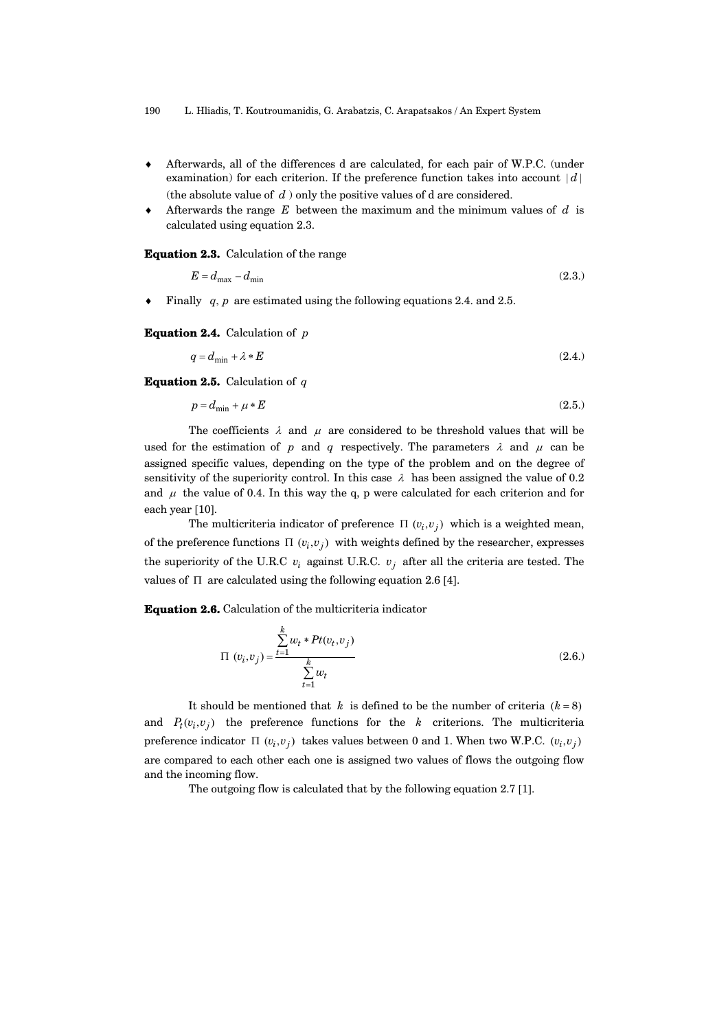- Afterwards, all of the differences d are calculated, for each pair of W.P.C. (under examination) for each criterion. If the preference function takes into account $|d|$ (the absolute value of $d$ ) only the positive values of d are considered.
- Afterwards the range $E$ between the maximum and the minimum values of $d$ is calculated using equation 2.3.

**Equation 2.3.** Calculation of the range

$$E = d_{\max} - d_{\min} \tag{2.3.}$$

- Finally $q$, $p$ are estimated using the following equations 2.4. and 2.5.

**Equation 2.4.** Calculation of $p$

$$q = d_{\min} + \lambda * E \tag{2.4.}$$

**Equation 2.5.** Calculation of $q$

$$p = d_{\min} + \mu * E \tag{2.5.}$$

The coefficients $\lambda$ and $\mu$ are considered to be threshold values that will be used for the estimation of $p$ and $q$ respectively. The parameters $\lambda$ and $\mu$ can be assigned specific values, depending on the type of the problem and on the degree of sensitivity of the superiority control. In this case $\lambda$ has been assigned the value of 0.2 and $\mu$ the value of 0.4. In this way the q, p were calculated for each criterion and for each year [10].

The multicriteria indicator of preference $\Pi\ (v_i, v_j)$ which is a weighted mean, of the preference functions $\Pi\ (v_i, v_j)$ with weights defined by the researcher, expresses the superiority of the U.R.C $v_i$ against U.R.C. $v_j$ after all the criteria are tested. The values of $\Pi$ are calculated using the following equation 2.6 [4].

**Equation 2.6.** Calculation of the multicriteria indicator

$$\Pi\ (v_i, v_j) = \frac{\sum_{t=1}^{k} w_t * Pt(v_t, v_j)}{\sum_{t=1}^{k} w_t} \tag{2.6.}$$

It should be mentioned that $k$ is defined to be the number of criteria $(k = 8)$ and $P_t(v_i, v_j)$ the preference functions for the $k$ criterions. The multicriteria preference indicator $\Pi\ (v_i, v_j)$ takes values between 0 and 1. When two W.P.C. $(v_i, v_j)$ are compared to each other each one is assigned two values of flows the outgoing flow and the incoming flow.

The outgoing flow is calculated that by the following equation 2.7 [1].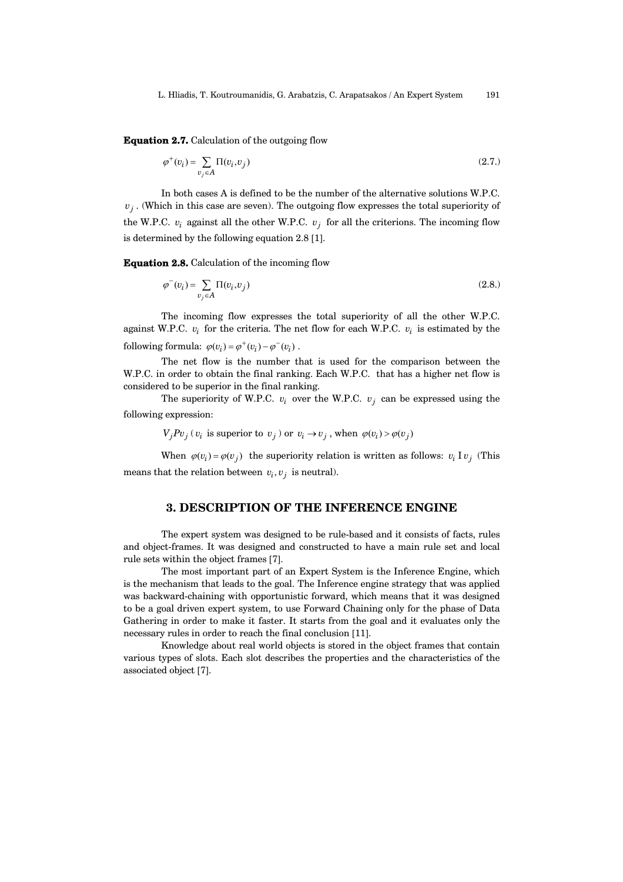**Equation 2.7.** Calculation of the outgoing flow

$$\varphi^{+}(v_i) = \sum_{v_j \in A} \Pi(v_i, v_j) \tag{2.7.}$$

In both cases A is defined to be the number of the alternative solutions W.P.C. $v_j$. (Which in this case are seven). The outgoing flow expresses the total superiority of the W.P.C. $v_i$ against all the other W.P.C. $v_j$ for all the criterions. The incoming flow is determined by the following equation 2.8 [1].

**Equation 2.8.** Calculation of the incoming flow

$$\varphi^{-}(v_i) = \sum_{v_j \in A} \Pi(v_i, v_j) \tag{2.8.}$$

The incoming flow expresses the total superiority of all the other W.P.C. against W.P.C. $v_i$ for the criteria. The net flow for each W.P.C. $v_i$ is estimated by the following formula: $\varphi(v_i) = \varphi^{+}(v_i) - \varphi^{-}(v_i)$ .

The net flow is the number that is used for the comparison between the W.P.C. in order to obtain the final ranking. Each W.P.C. that has a higher net flow is considered to be superior in the final ranking.

The superiority of W.P.C. $v_i$ over the W.P.C. $v_j$ can be expressed using the following expression:

$V_j P v_j$ ( $v_i$ is superior to $v_j$ ) or $v_i \rightarrow v_j$ , when $\varphi(v_i) > \varphi(v_j)$

When $\varphi(v_i) = \varphi(v_j)$ the superiority relation is written as follows: $v_i \, \mathrm{I} \, v_j$ (This means that the relation between $v_i, v_j$ is neutral).

## 3. DESCRIPTION OF THE INFERENCE ENGINE

The expert system was designed to be rule-based and it consists of facts, rules and object-frames. It was designed and constructed to have a main rule set and local rule sets within the object frames [7].

The most important part of an Expert System is the Inference Engine, which is the mechanism that leads to the goal. The Inference engine strategy that was applied was backward-chaining with opportunistic forward, which means that it was designed to be a goal driven expert system, to use Forward Chaining only for the phase of Data Gathering in order to make it faster. It starts from the goal and it evaluates only the necessary rules in order to reach the final conclusion [11].

Knowledge about real world objects is stored in the object frames that contain various types of slots. Each slot describes the properties and the characteristics of the associated object [7].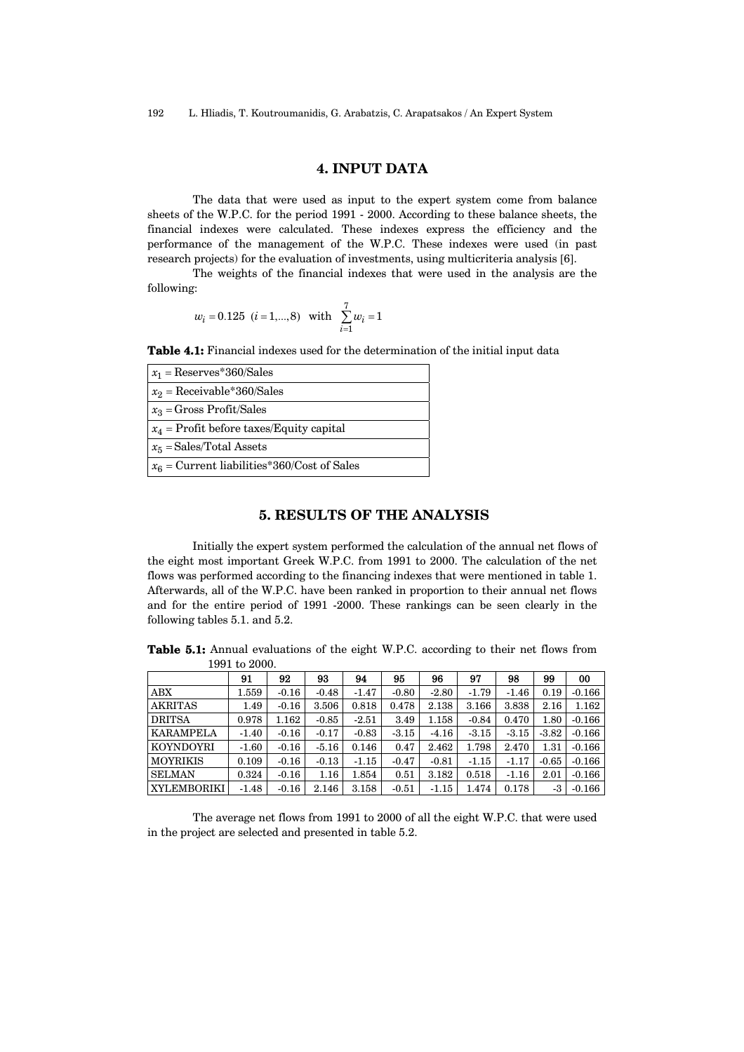## 4. INPUT DATA

The data that were used as input to the expert system come from balance sheets of the W.P.C. for the period 1991 - 2000. According to these balance sheets, the financial indexes were calculated. These indexes express the efficiency and the performance of the management of the W.P.C. These indexes were used (in past research projects) for the evaluation of investments, using multicriteria analysis [6].

The weights of the financial indexes that were used in the analysis are the following:

$$w_i = 0.125 \ \ (i = 1,...,8) \ \ \text{with} \ \ \sum_{i=1}^{7} w_i = 1$$

**Table 4.1:** Financial indexes used for the determination of the initial input data

| |
|---|
| $x_1$ = Reserves*360/Sales |
| $x_2$ = Receivable*360/Sales |
| $x_3$ = Gross Profit/Sales |
| $x_4$ = Profit before taxes/Equity capital |
| $x_5$ = Sales/Total Assets |
| $x_6$ = Current liabilities*360/Cost of Sales |

## 5. RESULTS OF THE ANALYSIS

Initially the expert system performed the calculation of the annual net flows of the eight most important Greek W.P.C. from 1991 to 2000. The calculation of the net flows was performed according to the financing indexes that were mentioned in table 1. Afterwards, all of the W.P.C. have been ranked in proportion to their annual net flows and for the entire period of 1991 -2000. These rankings can be seen clearly in the following tables 5.1. and 5.2.

**Table 5.1:** Annual evaluations of the eight W.P.C. according to their net flows from 1991 to 2000.

| | 91 | 92 | 93 | 94 | 95 | 96 | 97 | 98 | 99 | 00 |
|---|---|---|---|---|---|---|---|---|---|---|
| ABX | 1.559 | -0.16 | -0.48 | -1.47 | -0.80 | -2.80 | -1.79 | -1.46 | 0.19 | -0.166 |
| AKRITAS | 1.49 | -0.16 | 3.506 | 0.818 | 0.478 | 2.138 | 3.166 | 3.838 | 2.16 | 1.162 |
| DRITSA | 0.978 | 1.162 | -0.85 | -2.51 | 3.49 | 1.158 | -0.84 | 0.470 | 1.80 | -0.166 |
| KARAMPELA | -1.40 | -0.16 | -0.17 | -0.83 | -3.15 | -4.16 | -3.15 | -3.15 | -3.82 | -0.166 |
| KOYNDOYRI | -1.60 | -0.16 | -5.16 | 0.146 | 0.47 | 2.462 | 1.798 | 2.470 | 1.31 | -0.166 |
| MOYRIKIS | 0.109 | -0.16 | -0.13 | -1.15 | -0.47 | -0.81 | -1.15 | -1.17 | -0.65 | -0.166 |
| SELMAN | 0.324 | -0.16 | 1.16 | 1.854 | 0.51 | 3.182 | 0.518 | -1.16 | 2.01 | -0.166 |
| XYLEMBORIKI | -1.48 | -0.16 | 2.146 | 3.158 | -0.51 | -1.15 | 1.474 | 0.178 | -3 | -0.166 |

The average net flows from 1991 to 2000 of all the eight W.P.C. that were used in the project are selected and presented in table 5.2.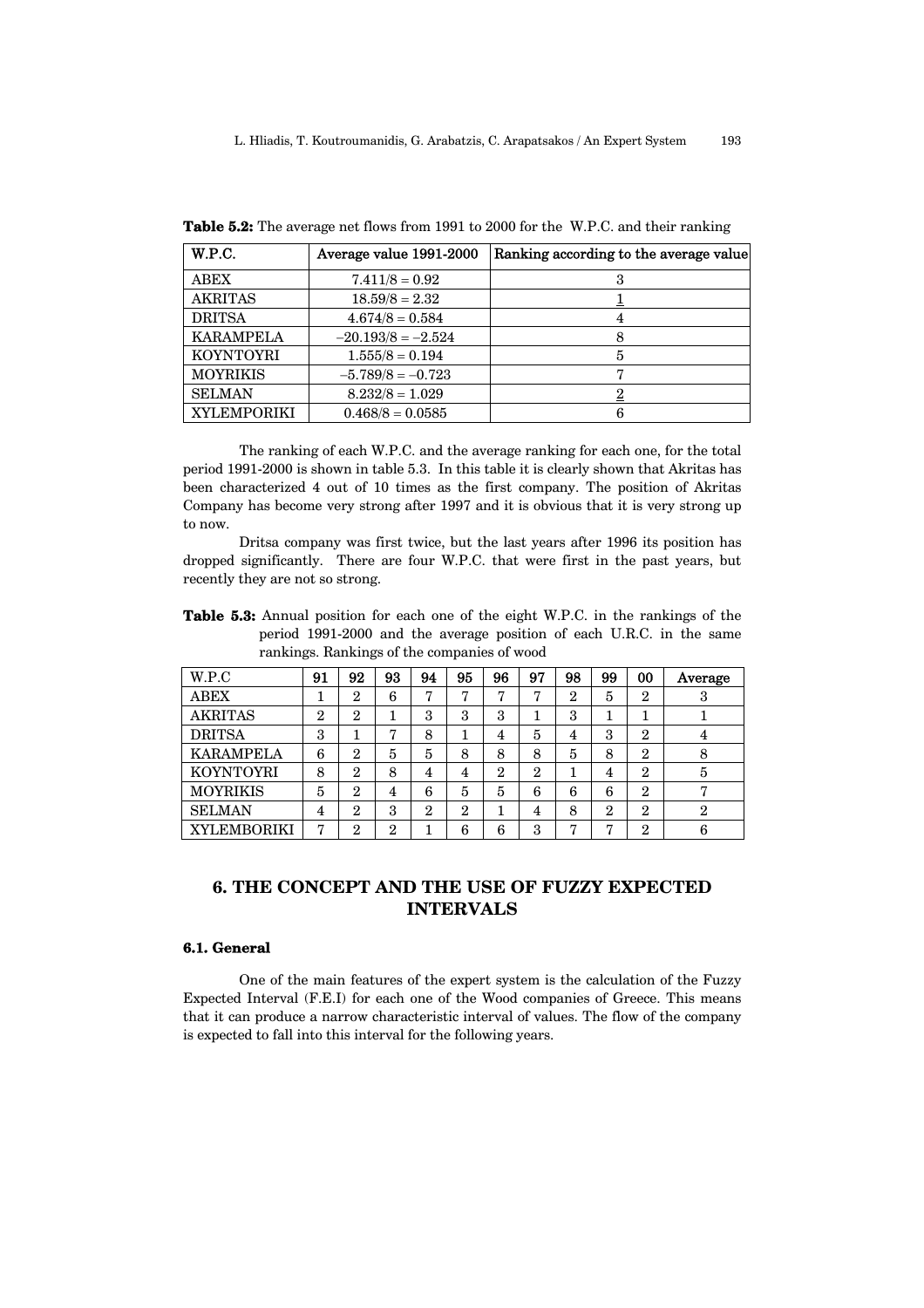**Table 5.2:** The average net flows from 1991 to 2000 for the W.P.C. and their ranking

| W.P.C. | Average value 1991-2000 | Ranking according to the average value |
|---|---|---|
| ABEX | 7.411/8 = 0.92 | 3 |
| AKRITAS | 18.59/8 = 2.32 | <u>1</u> |
| DRITSA | 4.674/8 = 0.584 | 4 |
| KARAMPELA | –20.193/8 = –2.524 | 8 |
| KOYNTOYRI | 1.555/8 = 0.194 | 5 |
| MOYRIKIS | –5.789/8 = –0.723 | 7 |
| SELMAN | 8.232/8 = 1.029 | <u>2</u> |
| XYLEMPORIKI | 0.468/8 = 0.0585 | 6 |

The ranking of each W.P.C. and the average ranking for each one, for the total period 1991-2000 is shown in table 5.3. In this table it is clearly shown that Akritas has been characterized 4 out of 10 times as the first company. The position of Akritas Company has become very strong after 1997 and it is obvious that it is very strong up to now.

Dritsa company was first twice, but the last years after 1996 its position has dropped significantly. There are four W.P.C. that were first in the past years, but recently they are not so strong.

**Table 5.3:** Annual position for each one of the eight W.P.C. in the rankings of the period 1991-2000 and the average position of each U.R.C. in the same rankings. Rankings of the companies of wood

| W.P.C | 91 | 92 | 93 | 94 | 95 | 96 | 97 | 98 | 99 | 00 | Average |
|---|---|---|---|---|---|---|---|---|---|---|---|
| ABEX | 1 | 2 | 6 | 7 | 7 | 7 | 7 | 2 | 5 | 2 | 3 |
| AKRITAS | 2 | 2 | 1 | 3 | 3 | 3 | 1 | 3 | 1 | 1 | 1 |
| DRITSA | 3 | 1 | 7 | 8 | 1 | 4 | 5 | 4 | 3 | 2 | 4 |
| KARAMPELA | 6 | 2 | 5 | 5 | 8 | 8 | 8 | 5 | 8 | 2 | 8 |
| KOYNTOYRI | 8 | 2 | 8 | 4 | 4 | 2 | 2 | 1 | 4 | 2 | 5 |
| MOYRIKIS | 5 | 2 | 4 | 6 | 5 | 5 | 6 | 6 | 6 | 2 | 7 |
| SELMAN | 4 | 2 | 3 | 2 | 2 | 1 | 4 | 8 | 2 | 2 | 2 |
| XYLEMBORIKI | 7 | 2 | 2 | 1 | 6 | 6 | 3 | 7 | 7 | 2 | 6 |

## 6. THE CONCEPT AND THE USE OF FUZZY EXPECTED INTERVALS

### 6.1. General

One of the main features of the expert system is the calculation of the Fuzzy Expected Interval (F.E.I) for each one of the Wood companies of Greece. This means that it can produce a narrow characteristic interval of values. The flow of the company is expected to fall into this interval for the following years.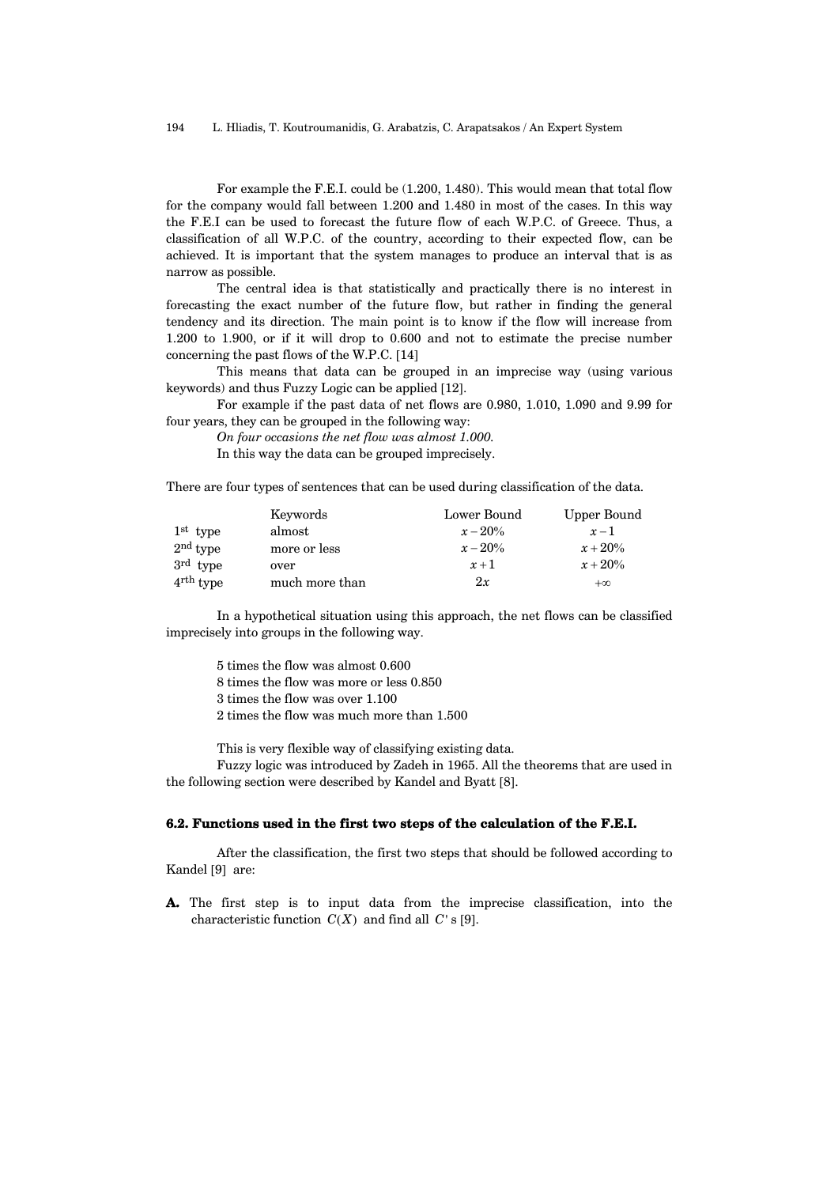For example the F.E.I. could be (1.200, 1.480). This would mean that total flow for the company would fall between 1.200 and 1.480 in most of the cases. In this way the F.E.I can be used to forecast the future flow of each W.P.C. of Greece. Thus, a classification of all W.P.C. of the country, according to their expected flow, can be achieved. It is important that the system manages to produce an interval that is as narrow as possible.

The central idea is that statistically and practically there is no interest in forecasting the exact number of the future flow, but rather in finding the general tendency and its direction. The main point is to know if the flow will increase from 1.200 to 1.900, or if it will drop to 0.600 and not to estimate the precise number concerning the past flows of the W.P.C. [14]

This means that data can be grouped in an imprecise way (using various keywords) and thus Fuzzy Logic can be applied [12].

For example if the past data of net flows are 0.980, 1.010, 1.090 and 9.99 for four years, they can be grouped in the following way:

*On four occasions the net flow was almost 1.000.*

In this way the data can be grouped imprecisely.

There are four types of sentences that can be used during classification of the data.

| | Keywords | Lower Bound | Upper Bound |
|---|---|---|---|
| 1st type | almost | $x-20\%$ | $x-1$ |
| 2nd type | more or less | $x-20\%$ | $x+20\%$ |
| 3rd type | over | $x+1$ | $x+20\%$ |
| 4rth type | much more than | $2x$ | $+\infty$ |

In a hypothetical situation using this approach, the net flows can be classified imprecisely into groups in the following way.

5 times the flow was almost 0.600
8 times the flow was more or less 0.850
3 times the flow was over 1.100
2 times the flow was much more than 1.500

This is very flexible way of classifying existing data.

Fuzzy logic was introduced by Zadeh in 1965. All the theorems that are used in the following section were described by Kandel and Byatt [8].

### 6.2. Functions used in the first two steps of the calculation of the F.E.I.

After the classification, the first two steps that should be followed according to Kandel [9] are:

**A.** The first step is to input data from the imprecise classification, into the characteristic function $C(X)$ and find all $C'$ s [9].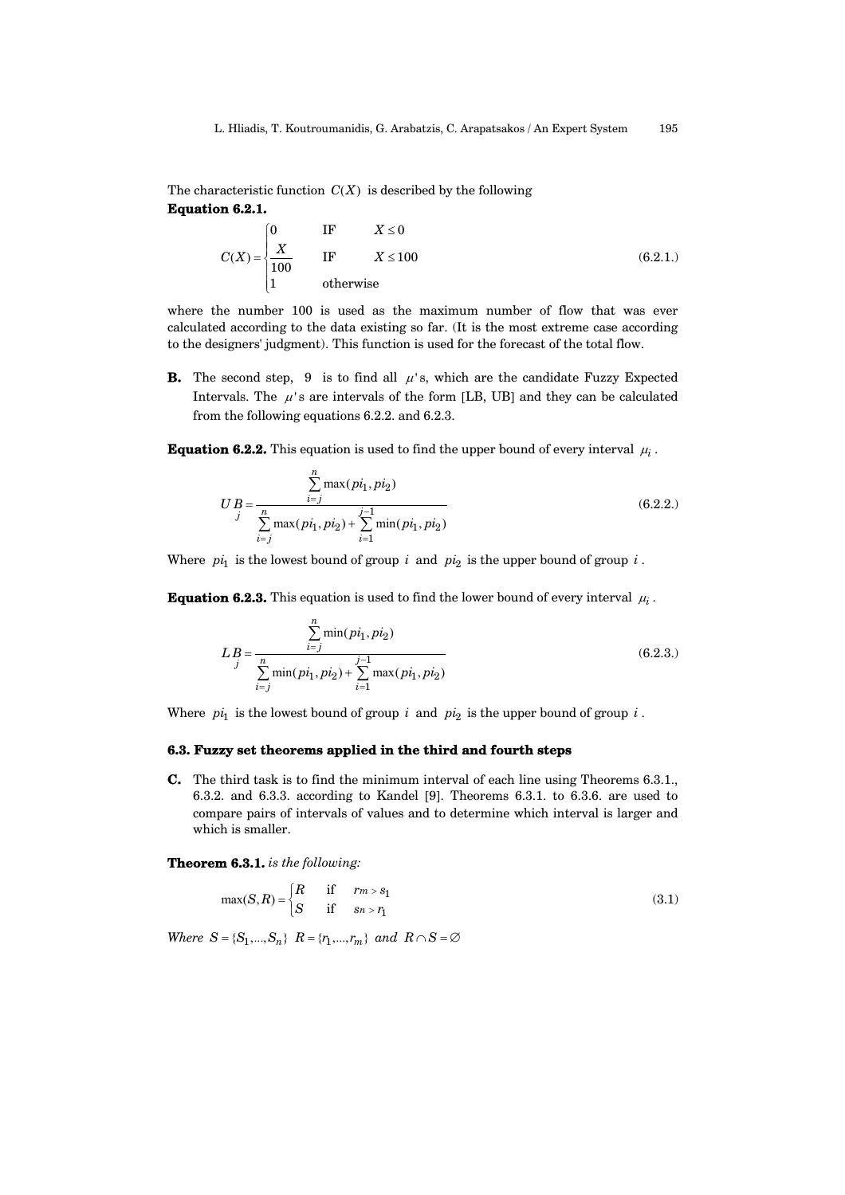The characteristic function $C(X)$ is described by the following

**Equation 6.2.1.**

$$C(X) = \begin{cases} 0 & \text{IF} \quad X \le 0 \\ \dfrac{X}{100} & \text{IF} \quad X \le 100 \\ 1 & \text{otherwise} \end{cases} \tag{6.2.1.}$$

where the number 100 is used as the maximum number of flow that was ever calculated according to the data existing so far. (It is the most extreme case according to the designers' judgment). This function is used for the forecast of the total flow.

**B.** The second step, 9 is to find all $\mu$'s, which are the candidate Fuzzy Expected Intervals. The $\mu$'s are intervals of the form [LB, UB] and they can be calculated from the following equations 6.2.2. and 6.2.3.

**Equation 6.2.2.** This equation is used to find the upper bound of every interval $\mu_i$.

$$UB_j = \frac{\sum_{i=j}^{n} \max(pi_1, pi_2)}{\sum_{i=j}^{n} \max(pi_1, pi_2) + \sum_{i=1}^{j-1} \min(pi_1, pi_2)} \tag{6.2.2.}$$

Where $pi_1$ is the lowest bound of group $i$ and $pi_2$ is the upper bound of group $i$.

**Equation 6.2.3.** This equation is used to find the lower bound of every interval $\mu_i$.

$$LB_j = \frac{\sum_{i=j}^{n} \min(pi_1, pi_2)}{\sum_{i=j}^{n} \min(pi_1, pi_2) + \sum_{i=1}^{j-1} \max(pi_1, pi_2)} \tag{6.2.3.}$$

Where $pi_1$ is the lowest bound of group $i$ and $pi_2$ is the upper bound of group $i$.

### 6.3. Fuzzy set theorems applied in the third and fourth steps

**C.** The third task is to find the minimum interval of each line using Theorems 6.3.1., 6.3.2. and 6.3.3. according to Kandel [9]. Theorems 6.3.1. to 6.3.6. are used to compare pairs of intervals of values and to determine which interval is larger and which is smaller.

**Theorem 6.3.1.** *is the following:*

$$\max(S, R) = \begin{cases} R & \text{if} \quad r_m > s_1 \\ S & \text{if} \quad s_n > r_1 \end{cases} \tag{3.1}$$

*Where* $S = \{S_1, \ldots, S_n\}$ $R = \{r_1, \ldots, r_m\}$ *and* $R \cap S = \varnothing$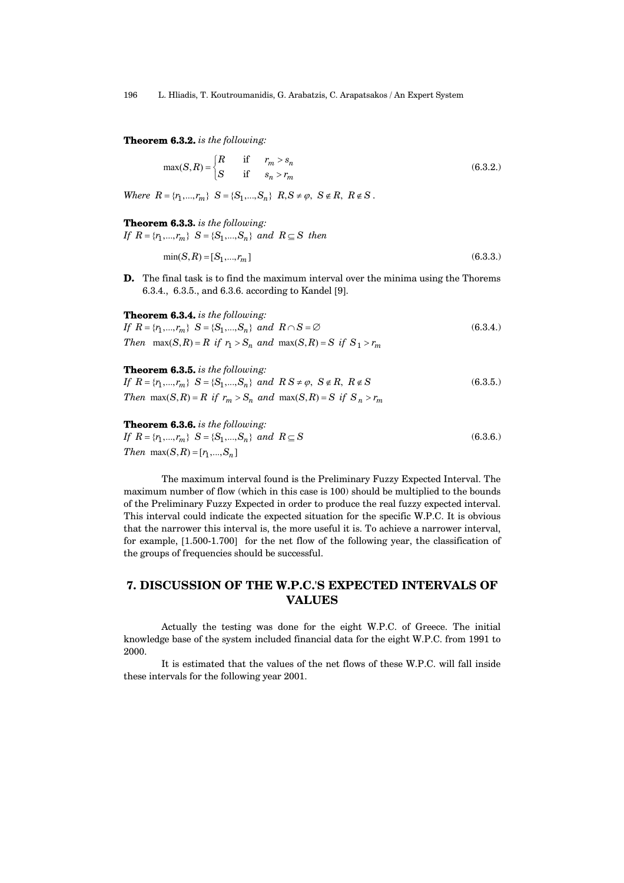**Theorem 6.3.2.** *is the following:*

$$\max(S,R)=\begin{cases} R & \text{if} \quad r_m > s_n \\ S & \text{if} \quad s_n > r_m \end{cases} \tag{6.3.2.}$$

*Where* $R=\{r_1,\ldots,r_m\}$ $S=\{S_1,\ldots,S_n\}$ $R,S\neq\varphi,$ $S\notin R,$ $R\notin S$ .

**Theorem 6.3.3.** *is the following:*
*If* $R=\{r_1,\ldots,r_m\}$ $S=\{S_1,\ldots,S_n\}$ *and* $R\subseteq S$ *then*

$$\min(S,R)=[S_1,\ldots,r_m] \tag{6.3.3.}$$

**D.** The final task is to find the maximum interval over the minima using the Thorems 6.3.4., 6.3.5., and 6.3.6. according to Kandel [9].

**Theorem 6.3.4.** *is the following:*
*If* $R=\{r_1,\ldots,r_m\}$ $S=\{S_1,\ldots,S_n\}$ *and* $R\cap S=\varnothing$ (6.3.4.)
*Then* $\max(S,R)=R$ *if* $r_1>S_n$ *and* $\max(S,R)=S$ *if* $S_1>r_m$

**Theorem 6.3.5.** *is the following:*
*If* $R=\{r_1,\ldots,r_m\}$ $S=\{S_1,\ldots,S_n\}$ *and* $R\,S\neq\varphi,$ $S\notin R,$ $R\notin S$ (6.3.5.)
*Then* $\max(S,R)=R$ *if* $r_m>S_n$ *and* $\max(S,R)=S$ *if* $S_n>r_m$

**Theorem 6.3.6.** *is the following:*
*If* $R=\{r_1,\ldots,r_m\}$ $S=\{S_1,\ldots,S_n\}$ *and* $R\subseteq S$ (6.3.6.)
*Then* $\max(S,R)=[r_1,\ldots,S_n]$

The maximum interval found is the Preliminary Fuzzy Expected Interval. The maximum number of flow (which in this case is 100) should be multiplied to the bounds of the Preliminary Fuzzy Expected in order to produce the real fuzzy expected interval. This interval could indicate the expected situation for the specific W.P.C. It is obvious that the narrower this interval is, the more useful it is. To achieve a narrower interval, for example, [1.500-1.700] for the net flow of the following year, the classification of the groups of frequencies should be successful.

## 7. DISCUSSION OF THE W.P.C.'S EXPECTED INTERVALS OF VALUES

Actually the testing was done for the eight W.P.C. of Greece. The initial knowledge base of the system included financial data for the eight W.P.C. from 1991 to 2000.

It is estimated that the values of the net flows of these W.P.C. will fall inside these intervals for the following year 2001.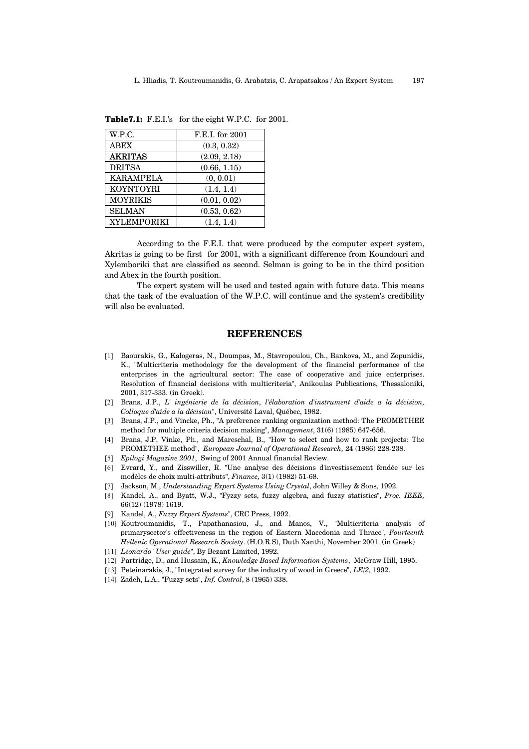**Table7.1:** F.E.I.'s for the eight W.P.C. for 2001.

| W.P.C. | F.E.I. for 2001 |
|---|---|
| ABEX | (0.3, 0.32) |
| AKRITAS | (2.09, 2.18) |
| DRITSA | (0.66, 1.15) |
| KARAMPELA | (0, 0.01) |
| KOYNTOYRI | (1.4, 1.4) |
| MOYRIKIS | (0.01, 0.02) |
| SELMAN | (0.53, 0.62) |
| XYLEMPORIKI | (1.4, 1.4) |

According to the F.E.I. that were produced by the computer expert system, Akritas is going to be first for 2001, with a significant difference from Koundouri and Xylemboriki that are classified as second. Selman is going to be in the third position and Abex in the fourth position.

The expert system will be used and tested again with future data. This means that the task of the evaluation of the W.P.C. will continue and the system's credibility will also be evaluated.

## REFERENCES

[1] Baourakis, G., Kalogeras, N., Doumpas, M., Stavropoulou, Ch., Bankova, M., and Zopunidis, K., "Multicriteria methodology for the development of the financial performance of the enterprises in the agricultural sector: The case of cooperative and juice enterprises. Resolution of financial decisions with multicriteria", Anikoulas Publications, Thessaloniki, 2001, 317-333. (in Greek).

[2] Brans, J.P., *L' ingénierie de la décision, l'élaboration d'instrument d'aide a la décision, Colloque d'aide a la décision*", Université Laval, Québec, 1982.

[3] Brans, J.P., and Vincke, Ph., "A preference ranking organization method: The PROMETHEE method for multiple criteria decision making", *Management*, 31(6) (1985) 647-656.

[4] Brans, J.P, Vinke, Ph., and Mareschal, B., "How to select and how to rank projects: The PROMETHEE method", *European Journal of Operational Research,* 24 (1986) 228-238.

[5] *Epilogi Magazine 2001*, Swing of 2001 Annual financial Review.

[6] Evrard, Y., and Zisswiller, R. "Une analyse des décisions d'investissement fendée sur les modèles de choix multi-attributs", *Finance,* 3(1) (1982) 51-68.

[7] Jackson, M., *Understanding Expert Systems Using Crystal*, John Willey & Sons, 1992.

[8] Kandel, A., and Byatt, W.J., "Fyzzy sets, fuzzy algebra, and fuzzy statistics", *Proc. IEEE,* 66(12) (1978) 1619.

[9] Kandel, A., *Fuzzy Expert Systems*", CRC Press, 1992.

[10] Koutroumanidis, T., Papathanasiou, J., and Manos, V., "Multicriteria analysis of primarysector's effectiveness in the region of Eastern Macedonia and Thrace", *Fourteenth Hellenic Operational Research Society*. (H.O.R.S), Duth Xanthi, November 2001. (in Greek)

[11] *Leonardo* "*User guide*", By Bezant Limited, 1992.

[12] Partridge, D., and Hussain, K., *Knowledge Based Information Systems*, McGraw Hill, 1995.

[13] Peteinarakis, J., "Integrated survey for the industry of wood in Greece", *LE/2,* 1992.

[14] Zadeh, L.A., "Fuzzy sets", *Inf. Control*, 8 (1965) 338.